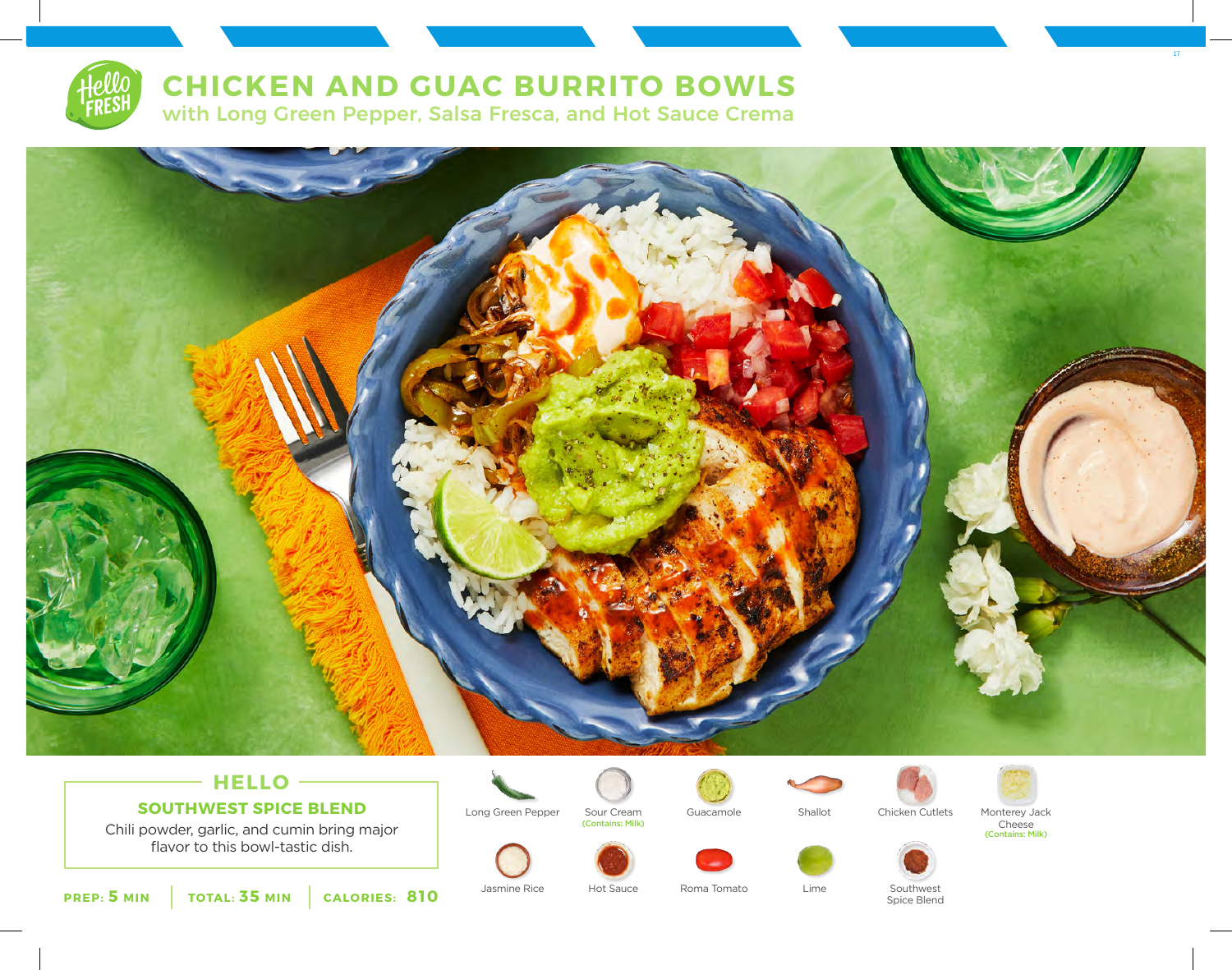# CHICKEN AND GUAC BURRITO BOWLS

## with Long Green Pepper, Salsa Fresca, and Hot Sauce Crema

### HELLO

**SOUTHWEST SPICE BLEND**

Chili powder, garlic, and cumin bring major flavor to this bowl-tastic dish.

**PREP: 5 MIN** | **TOTAL: 35 MIN** | **CALORIES: 810**

- Long Green Pepper
- Sour Cream (Contains: Milk)
- Guacamole
- Shallot
- Chicken Cutlets
- Monterey Jack Cheese (Contains: Milk)
- Jasmine Rice
- Hot Sauce
- Roma Tomato
- Lime
- Southwest Spice Blend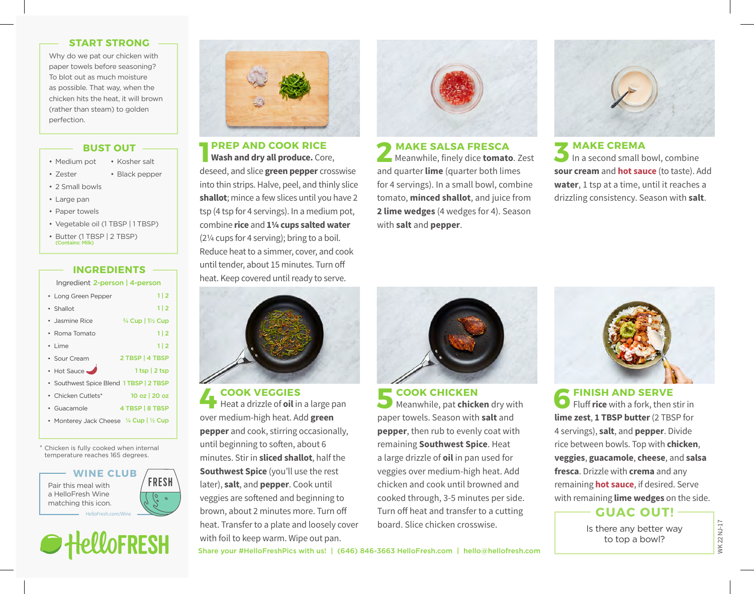## START STRONG

Why do we pat our chicken with paper towels before seasoning? To blot out as much moisture as possible. That way, when the chicken hits the heat, it will brown (rather than steam) to golden perfection.

## BUST OUT

- Medium pot
- Kosher salt
- Zester
- Black pepper
- 2 Small bowls
- Large pan
- Paper towels
- Vegetable oil (1 TBSP | 1 TBSP)
- Butter (1 TBSP | 2 TBSP) (Contains: Milk)

## INGREDIENTS

| Ingredient | 2-person \| 4-person |
|---|---|
| Long Green Pepper | 1 \| 2 |
| Shallot | 1 \| 2 |
| Jasmine Rice | ¾ Cup \| 1½ Cup |
| Roma Tomato | 1 \| 2 |
| Lime | 1 \| 2 |
| Sour Cream | 2 TBSP \| 4 TBSP |
| Hot Sauce | 1 tsp \| 2 tsp |
| Southwest Spice Blend | 1 TBSP \| 2 TBSP |
| Chicken Cutlets* | 10 oz \| 20 oz |
| Guacamole | 4 TBSP \| 8 TBSP |
| Monterey Jack Cheese | ¼ Cup \| ½ Cup |

* Chicken is fully cooked when internal temperature reaches 165 degrees.

## WINE CLUB

Pair this meal with a HelloFresh Wine matching this icon.

FRESH

HelloFresh.com/Wine

HelloFRESH

## 1 PREP AND COOK RICE

**Wash and dry all produce.** Core, deseed, and slice **green pepper** crosswise into thin strips. Halve, peel, and thinly slice **shallot**; mince a few slices until you have 2 tsp (4 tsp for 4 servings). In a medium pot, combine **rice** and **1¼ cups salted water** (2¼ cups for 4 serving); bring to a boil. Reduce heat to a simmer, cover, and cook until tender, about 15 minutes. Turn off heat. Keep covered until ready to serve.

## 2 MAKE SALSA FRESCA

Meanwhile, finely dice **tomato**. Zest and quarter **lime** (quarter both limes for 4 servings). In a small bowl, combine tomato, **minced shallot**, and juice from **2 lime wedges** (4 wedges for 4). Season with **salt** and **pepper**.

## 3 MAKE CREMA

In a second small bowl, combine **sour cream** and **hot sauce** (to taste). Add **water**, 1 tsp at a time, until it reaches a drizzling consistency. Season with **salt**.

## 4 COOK VEGGIES

Heat a drizzle of **oil** in a large pan over medium-high heat. Add **green pepper** and cook, stirring occasionally, until beginning to soften, about 6 minutes. Stir in **sliced shallot**, half the **Southwest Spice** (you'll use the rest later), **salt**, and **pepper**. Cook until veggies are softened and beginning to brown, about 2 minutes more. Turn off heat. Transfer to a plate and loosely cover with foil to keep warm. Wipe out pan.

## 5 COOK CHICKEN

Meanwhile, pat **chicken** dry with paper towels. Season with **salt** and **pepper**, then rub to evenly coat with remaining **Southwest Spice**. Heat a large drizzle of **oil** in pan used for veggies over medium-high heat. Add chicken and cook until browned and cooked through, 3-5 minutes per side. Turn off heat and transfer to a cutting board. Slice chicken crosswise.

## 6 FINISH AND SERVE

Fluff **rice** with a fork, then stir in **lime zest**, **1 TBSP butter** (2 TBSP for 4 servings), **salt**, and **pepper**. Divide rice between bowls. Top with **chicken**, **veggies**, **guacamole**, **cheese**, and **salsa fresca**. Drizzle with **crema** and any remaining **hot sauce**, if desired. Serve with remaining **lime wedges** on the side.

## GUAC OUT!

Is there any better way to top a bowl?

Share your #HelloFreshPics with us! | (646) 846-3663 HelloFresh.com | hello@hellofresh.com

WK 22 NJ-17